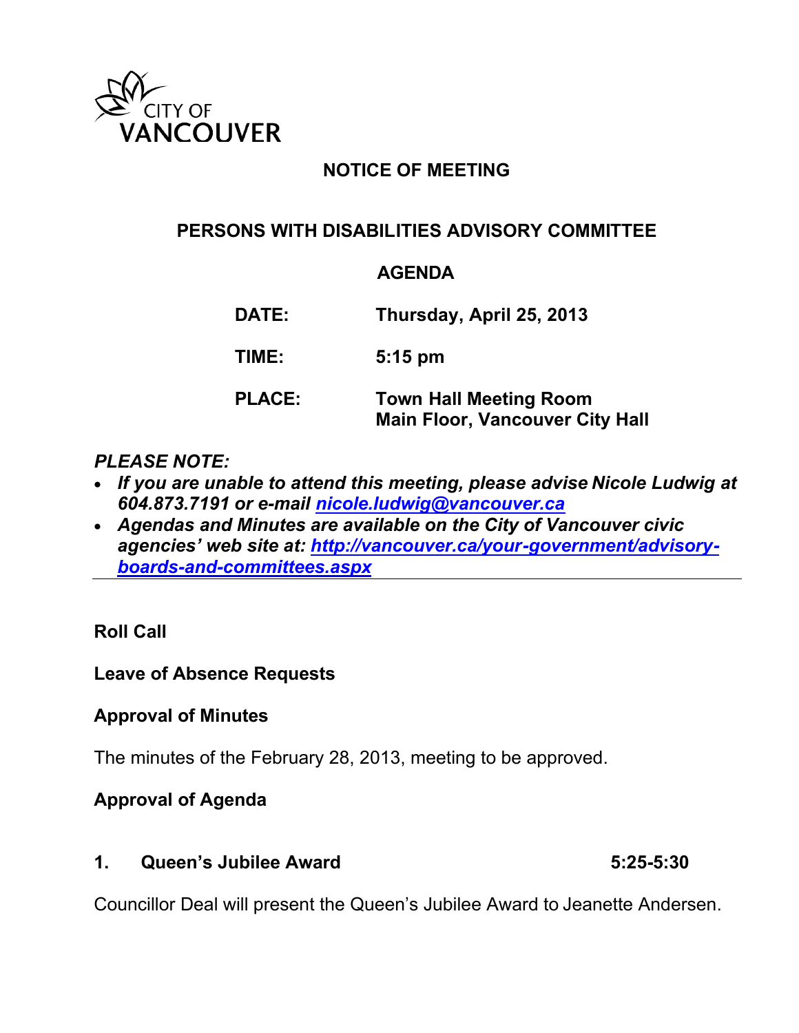CITY OF VANCOUVER

# NOTICE OF MEETING

## PERSONS WITH DISABILITIES ADVISORY COMMITTEE

### AGENDA

**DATE:** Thursday, April 25, 2013

**TIME:** 5:15 pm

**PLACE:** Town Hall Meeting Room
Main Floor, Vancouver City Hall

***PLEASE NOTE:***

- ***If you are unable to attend this meeting, please advise Nicole Ludwig at 604.873.7191 or e-mail [nicole.ludwig@vancouver.ca](mailto:nicole.ludwig@vancouver.ca)***
- ***Agendas and Minutes are available on the City of Vancouver civic agencies' web site at: [http://vancouver.ca/your-government/advisory-boards-and-committees.aspx](http://vancouver.ca/your-government/advisory-boards-and-committees.aspx)***

---

**Roll Call**

**Leave of Absence Requests**

**Approval of Minutes**

The minutes of the February 28, 2013, meeting to be approved.

**Approval of Agenda**

**1. Queen's Jubilee Award** **5:25-5:30**

Councillor Deal will present the Queen's Jubilee Award to Jeanette Andersen.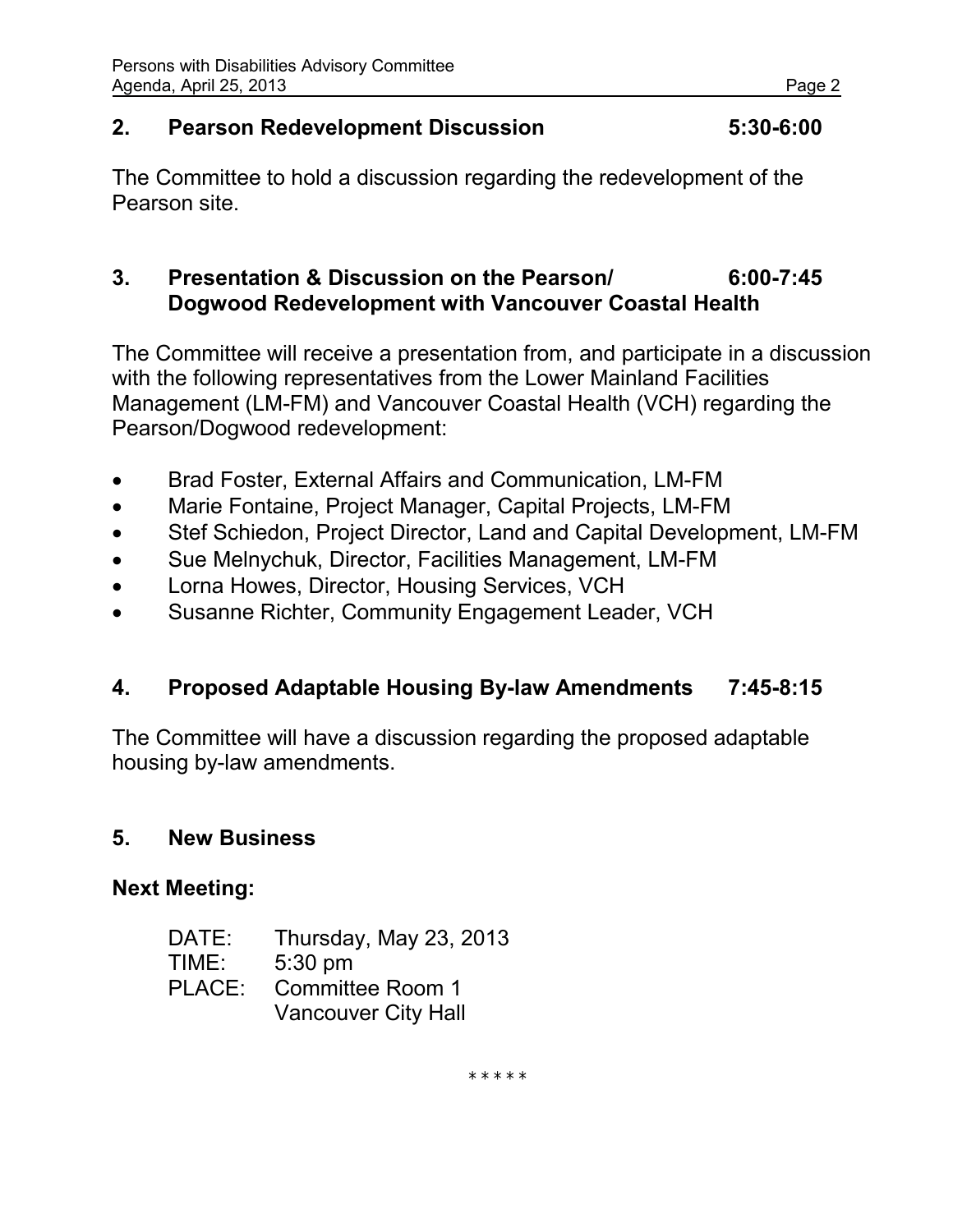## 2. Pearson Redevelopment Discussion 5:30-6:00

The Committee to hold a discussion regarding the redevelopment of the Pearson site.

## 3. Presentation & Discussion on the Pearson/ Dogwood Redevelopment with Vancouver Coastal Health 6:00-7:45

The Committee will receive a presentation from, and participate in a discussion with the following representatives from the Lower Mainland Facilities Management (LM-FM) and Vancouver Coastal Health (VCH) regarding the Pearson/Dogwood redevelopment:

- Brad Foster, External Affairs and Communication, LM-FM
- Marie Fontaine, Project Manager, Capital Projects, LM-FM
- Stef Schiedon, Project Director, Land and Capital Development, LM-FM
- Sue Melnychuk, Director, Facilities Management, LM-FM
- Lorna Howes, Director, Housing Services, VCH
- Susanne Richter, Community Engagement Leader, VCH

## 4. Proposed Adaptable Housing By-law Amendments 7:45-8:15

The Committee will have a discussion regarding the proposed adaptable housing by-law amendments.

## 5. New Business

**Next Meeting:**

DATE: Thursday, May 23, 2013
TIME: 5:30 pm
PLACE: Committee Room 1
Vancouver City Hall

\* \* \* \* \*